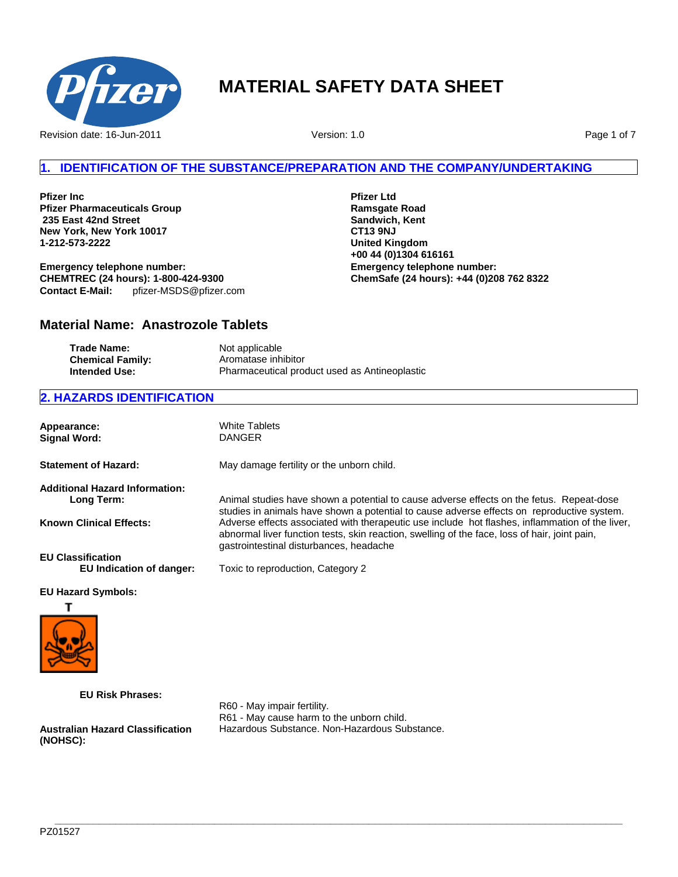# MATERIAL SAFETY DATA SHEET

Revision date: 16-Jun-2011 Version: 1.0

## 1. IDENTIFICATION OF THE SUBSTANCE/PREPARATION AND THE COMPANY/UNDERTAKING

**Pfizer Inc**
**Pfizer Pharmaceuticals Group**
**235 East 42nd Street**
**New York, New York 10017**
**1-212-573-2222**

**Emergency telephone number:**
**CHEMTREC (24 hours): 1-800-424-9300**
**Contact E-Mail:** pfizer-MSDS@pfizer.com

**Pfizer Ltd**
**Ramsgate Road**
**Sandwich, Kent**
**CT13 9NJ**
**United Kingdom**
**+00 44 (0)1304 616161**
**Emergency telephone number:**
**ChemSafe (24 hours): +44 (0)208 762 8322**

### Material Name: Anastrozole Tablets

**Trade Name:** Not applicable
**Chemical Family:** Aromatase inhibitor
**Intended Use:** Pharmaceutical product used as Antineoplastic

## 2. HAZARDS IDENTIFICATION

**Appearance:** White Tablets
**Signal Word:** DANGER

**Statement of Hazard:** May damage fertility or the unborn child.

**Additional Hazard Information:**
**Long Term:** Animal studies have shown a potential to cause adverse effects on the fetus. Repeat-dose studies in animals have shown a potential to cause adverse effects on reproductive system.
**Known Clinical Effects:** Adverse effects associated with therapeutic use include hot flashes, inflammation of the liver, abnormal liver function tests, skin reaction, swelling of the face, loss of hair, joint pain, gastrointestinal disturbances, headache

**EU Classification**
**EU Indication of danger:** Toxic to reproduction, Category 2

**EU Hazard Symbols:**

T

**EU Risk Phrases:**
R60 - May impair fertility.
R61 - May cause harm to the unborn child.

**Australian Hazard Classification (NOHSC):** Hazardous Substance. Non-Hazardous Substance.

PZ01527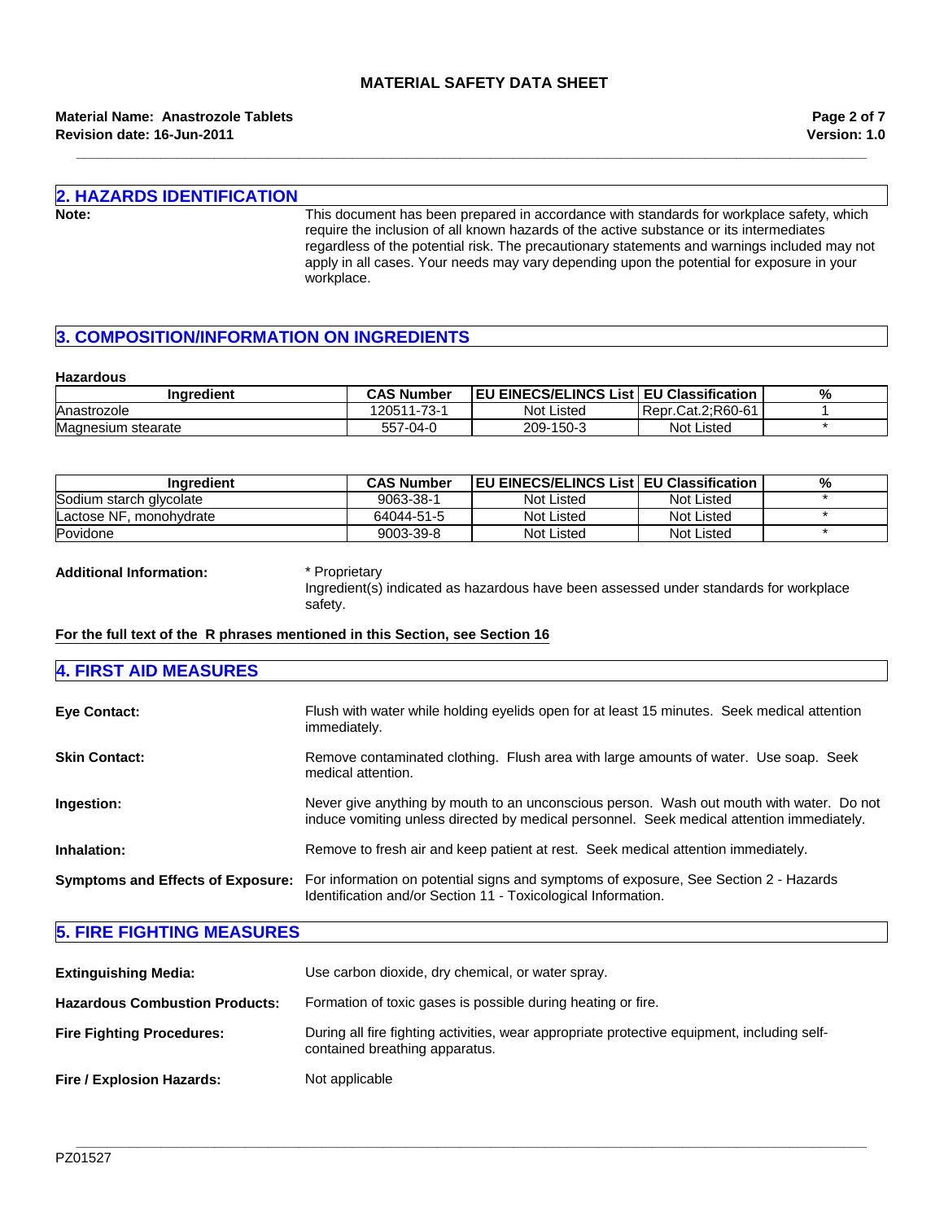## 2. HAZARDS IDENTIFICATION

**Note:** This document has been prepared in accordance with standards for workplace safety, which require the inclusion of all known hazards of the active substance or its intermediates regardless of the potential risk. The precautionary statements and warnings included may not apply in all cases. Your needs may vary depending upon the potential for exposure in your workplace.

## 3. COMPOSITION/INFORMATION ON INGREDIENTS

**Hazardous**

| Ingredient | CAS Number | EU EINECS/ELINCS List | EU Classification | % |
|---|---|---|---|---|
| Anastrozole | 120511-73-1 | Not Listed | Repr.Cat.2;R60-61 | 1 |
| Magnesium stearate | 557-04-0 | 209-150-3 | Not Listed | * |

| Ingredient | CAS Number | EU EINECS/ELINCS List | EU Classification | % |
|---|---|---|---|---|
| Sodium starch glycolate | 9063-38-1 | Not Listed | Not Listed | * |
| Lactose NF, monohydrate | 64044-51-5 | Not Listed | Not Listed | * |
| Povidone | 9003-39-8 | Not Listed | Not Listed | * |

**Additional Information:** * Proprietary
Ingredient(s) indicated as hazardous have been assessed under standards for workplace safety.

**For the full text of the R phrases mentioned in this Section, see Section 16**

## 4. FIRST AID MEASURES

**Eye Contact:** Flush with water while holding eyelids open for at least 15 minutes. Seek medical attention immediately.

**Skin Contact:** Remove contaminated clothing. Flush area with large amounts of water. Use soap. Seek medical attention.

**Ingestion:** Never give anything by mouth to an unconscious person. Wash out mouth with water. Do not induce vomiting unless directed by medical personnel. Seek medical attention immediately.

**Inhalation:** Remove to fresh air and keep patient at rest. Seek medical attention immediately.

**Symptoms and Effects of Exposure:** For information on potential signs and symptoms of exposure, See Section 2 - Hazards Identification and/or Section 11 - Toxicological Information.

## 5. FIRE FIGHTING MEASURES

**Extinguishing Media:** Use carbon dioxide, dry chemical, or water spray.

**Hazardous Combustion Products:** Formation of toxic gases is possible during heating or fire.

**Fire Fighting Procedures:** During all fire fighting activities, wear appropriate protective equipment, including self-contained breathing apparatus.

**Fire / Explosion Hazards:** Not applicable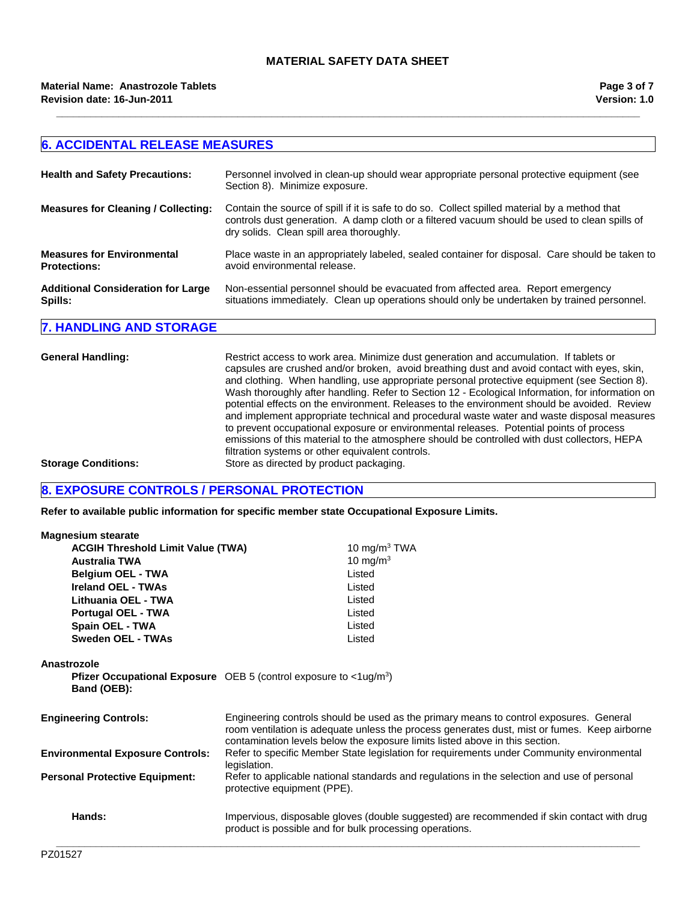## 6. ACCIDENTAL RELEASE MEASURES

**Health and Safety Precautions:** Personnel involved in clean-up should wear appropriate personal protective equipment (see Section 8). Minimize exposure.

**Measures for Cleaning / Collecting:** Contain the source of spill if it is safe to do so. Collect spilled material by a method that controls dust generation. A damp cloth or a filtered vacuum should be used to clean spills of dry solids. Clean spill area thoroughly.

**Measures for Environmental Protections:** Place waste in an appropriately labeled, sealed container for disposal. Care should be taken to avoid environmental release.

**Additional Consideration for Large Spills:** Non-essential personnel should be evacuated from affected area. Report emergency situations immediately. Clean up operations should only be undertaken by trained personnel.

## 7. HANDLING AND STORAGE

**General Handling:** Restrict access to work area. Minimize dust generation and accumulation. If tablets or capsules are crushed and/or broken, avoid breathing dust and avoid contact with eyes, skin, and clothing. When handling, use appropriate personal protective equipment (see Section 8). Wash thoroughly after handling. Refer to Section 12 - Ecological Information, for information on potential effects on the environment. Releases to the environment should be avoided. Review and implement appropriate technical and procedural waste water and waste disposal measures to prevent occupational exposure or environmental releases. Potential points of process emissions of this material to the atmosphere should be controlled with dust collectors, HEPA filtration systems or other equivalent controls.

**Storage Conditions:** Store as directed by product packaging.

## 8. EXPOSURE CONTROLS / PERSONAL PROTECTION

**Refer to available public information for specific member state Occupational Exposure Limits.**

**Magnesium stearate**

| | |
|---|---|
| **ACGIH Threshold Limit Value (TWA)** | 10 mg/m$^3$ TWA |
| **Australia TWA** | 10 mg/m$^3$ |
| **Belgium OEL - TWA** | Listed |
| **Ireland OEL - TWAs** | Listed |
| **Lithuania OEL - TWA** | Listed |
| **Portugal OEL - TWA** | Listed |
| **Spain OEL - TWA** | Listed |
| **Sweden OEL - TWAs** | Listed |

**Anastrozole**

**Pfizer Occupational Exposure Band (OEB):** OEB 5 (control exposure to <1ug/m$^3$)

**Engineering Controls:** Engineering controls should be used as the primary means to control exposures. General room ventilation is adequate unless the process generates dust, mist or fumes. Keep airborne contamination levels below the exposure limits listed above in this section.

**Environmental Exposure Controls:** Refer to specific Member State legislation for requirements under Community environmental legislation.

**Personal Protective Equipment:** Refer to applicable national standards and regulations in the selection and use of personal protective equipment (PPE).

**Hands:** Impervious, disposable gloves (double suggested) are recommended if skin contact with drug product is possible and for bulk processing operations.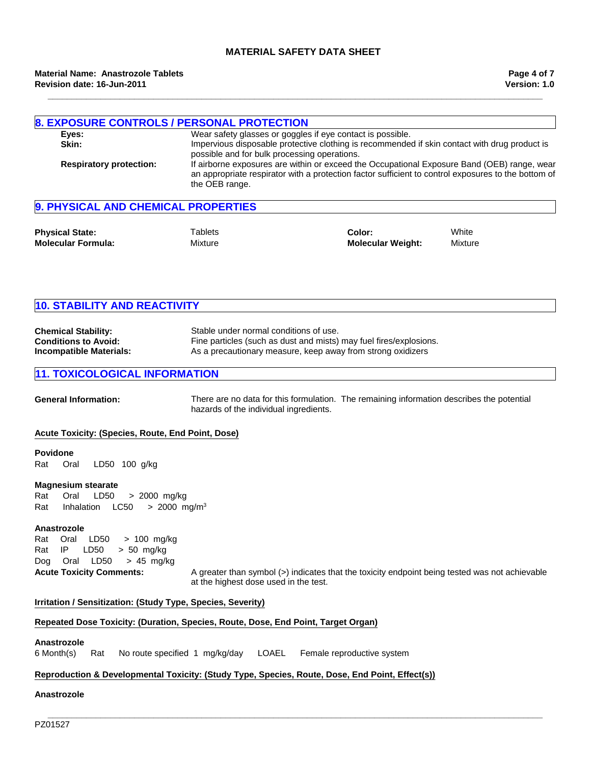## 8. EXPOSURE CONTROLS / PERSONAL PROTECTION

| | |
|---|---|
| **Eyes:** | Wear safety glasses or goggles if eye contact is possible. |
| **Skin:** | Impervious disposable protective clothing is recommended if skin contact with drug product is possible and for bulk processing operations. |
| **Respiratory protection:** | If airborne exposures are within or exceed the Occupational Exposure Band (OEB) range, wear an appropriate respirator with a protection factor sufficient to control exposures to the bottom of the OEB range. |

## 9. PHYSICAL AND CHEMICAL PROPERTIES

| | | | |
|---|---|---|---|
| **Physical State:** | Tablets | **Color:** | White |
| **Molecular Formula:** | Mixture | **Molecular Weight:** | Mixture |

## 10. STABILITY AND REACTIVITY

| | |
|---|---|
| **Chemical Stability:** | Stable under normal conditions of use. |
| **Conditions to Avoid:** | Fine particles (such as dust and mists) may fuel fires/explosions. |
| **Incompatible Materials:** | As a precautionary measure, keep away from strong oxidizers |

## 11. TOXICOLOGICAL INFORMATION

**General Information:** There are no data for this formulation. The remaining information describes the potential hazards of the individual ingredients.

**Acute Toxicity: (Species, Route, End Point, Dose)**

**Povidone**
Rat Oral LD50 100 g/kg

**Magnesium stearate**
Rat Oral LD50 > 2000 mg/kg
Rat Inhalation LC50 > 2000 mg/$m^3$

**Anastrozole**
Rat Oral LD50 > 100 mg/kg
Rat IP LD50 > 50 mg/kg
Dog Oral LD50 > 45 mg/kg

**Acute Toxicity Comments:** A greater than symbol (>) indicates that the toxicity endpoint being tested was not achievable at the highest dose used in the test.

**Irritation / Sensitization: (Study Type, Species, Severity)**

**Repeated Dose Toxicity: (Duration, Species, Route, Dose, End Point, Target Organ)**

**Anastrozole**
6 Month(s) Rat No route specified 1 mg/kg/day LOAEL Female reproductive system

**Reproduction & Developmental Toxicity: (Study Type, Species, Route, Dose, End Point, Effect(s))**

**Anastrozole**

PZ01527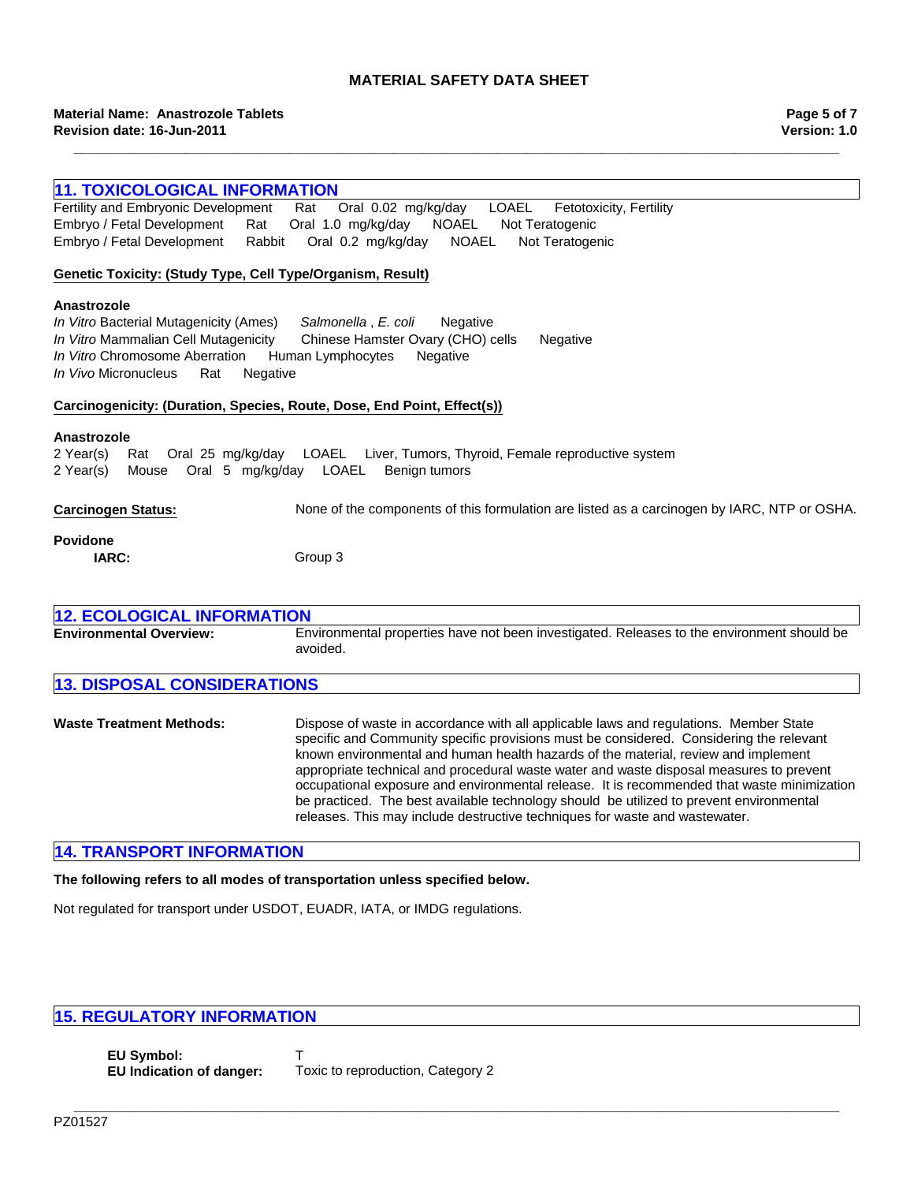## 11. TOXICOLOGICAL INFORMATION

| | | | | |
|---|---|---|---|---|
| Fertility and Embryonic Development | Rat | Oral 0.02 mg/kg/day | LOAEL | Fetotoxicity, Fertility |
| Embryo / Fetal Development | Rat | Oral 1.0 mg/kg/day | NOAEL | Not Teratogenic |
| Embryo / Fetal Development | Rabbit | Oral 0.2 mg/kg/day | NOAEL | Not Teratogenic |

**Genetic Toxicity: (Study Type, Cell Type/Organism, Result)**

**Anastrozole**

| | | |
|---|---|---|
| *In Vitro* Bacterial Mutagenicity (Ames) | *Salmonella* , *E. coli* | Negative |
| *In Vitro* Mammalian Cell Mutagenicity | Chinese Hamster Ovary (CHO) cells | Negative |
| *In Vitro* Chromosome Aberration | Human Lymphocytes | Negative |
| *In Vivo* Micronucleus | Rat | Negative |

**Carcinogenicity: (Duration, Species, Route, Dose, End Point, Effect(s))**

**Anastrozole**

| | | | | |
|---|---|---|---|---|
| 2 Year(s) | Rat | Oral 25 mg/kg/day | LOAEL | Liver, Tumors, Thyroid, Female reproductive system |
| 2 Year(s) | Mouse | Oral 5 mg/kg/day | LOAEL | Benign tumors |

**Carcinogen Status:** None of the components of this formulation are listed as a carcinogen by IARC, NTP or OSHA.

**Povidone**
**IARC:** Group 3

## 12. ECOLOGICAL INFORMATION

**Environmental Overview:** Environmental properties have not been investigated. Releases to the environment should be avoided.

## 13. DISPOSAL CONSIDERATIONS

**Waste Treatment Methods:** Dispose of waste in accordance with all applicable laws and regulations. Member State specific and Community specific provisions must be considered. Considering the relevant known environmental and human health hazards of the material, review and implement appropriate technical and procedural waste water and waste disposal measures to prevent occupational exposure and environmental release. It is recommended that waste minimization be practiced. The best available technology should be utilized to prevent environmental releases. This may include destructive techniques for waste and wastewater.

## 14. TRANSPORT INFORMATION

**The following refers to all modes of transportation unless specified below.**

Not regulated for transport under USDOT, EUADR, IATA, or IMDG regulations.

## 15. REGULATORY INFORMATION

**EU Symbol:** T
**EU Indication of danger:** Toxic to reproduction, Category 2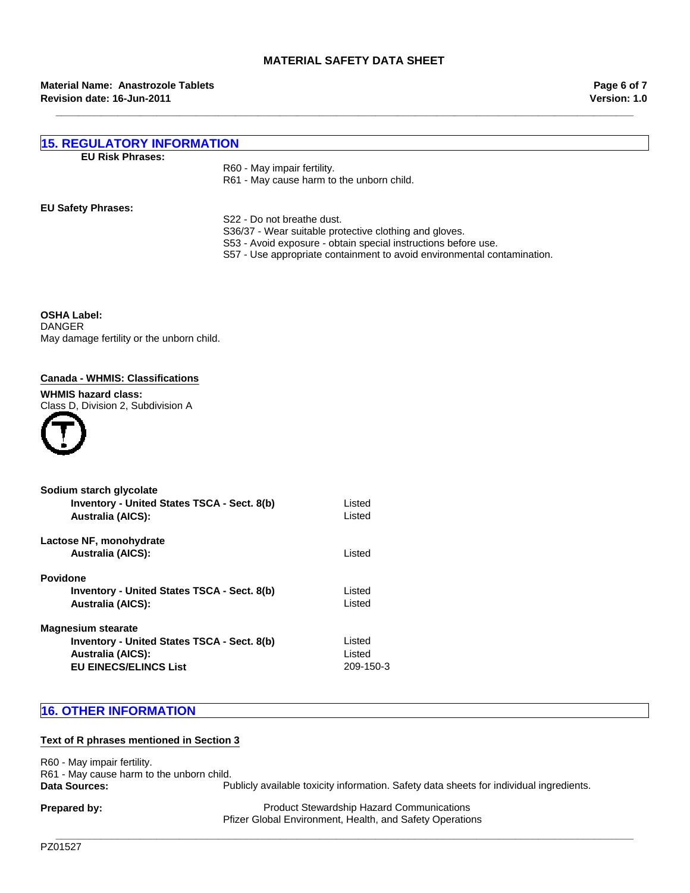## 15. REGULATORY INFORMATION

**EU Risk Phrases:**

R60 - May impair fertility.
R61 - May cause harm to the unborn child.

**EU Safety Phrases:**

S22 - Do not breathe dust.
S36/37 - Wear suitable protective clothing and gloves.
S53 - Avoid exposure - obtain special instructions before use.
S57 - Use appropriate containment to avoid environmental contamination.

**OSHA Label:**
DANGER
May damage fertility or the unborn child.

**Canada - WHMIS: Classifications**

**WHMIS hazard class:**
Class D, Division 2, Subdivision A

**Sodium starch glycolate**

| | |
|---|---|
| **Inventory - United States TSCA - Sect. 8(b)** | Listed |
| **Australia (AICS):** | Listed |

**Lactose NF, monohydrate**

| | |
|---|---|
| **Australia (AICS):** | Listed |

**Povidone**

| | |
|---|---|
| **Inventory - United States TSCA - Sect. 8(b)** | Listed |
| **Australia (AICS):** | Listed |

**Magnesium stearate**

| | |
|---|---|
| **Inventory - United States TSCA - Sect. 8(b)** | Listed |
| **Australia (AICS):** | Listed |
| **EU EINECS/ELINCS List** | 209-150-3 |

## 16. OTHER INFORMATION

**Text of R phrases mentioned in Section 3**

R60 - May impair fertility.
R61 - May cause harm to the unborn child.

**Data Sources:** Publicly available toxicity information. Safety data sheets for individual ingredients.

**Prepared by:** Product Stewardship Hazard Communications
Pfizer Global Environment, Health, and Safety Operations

PZ01527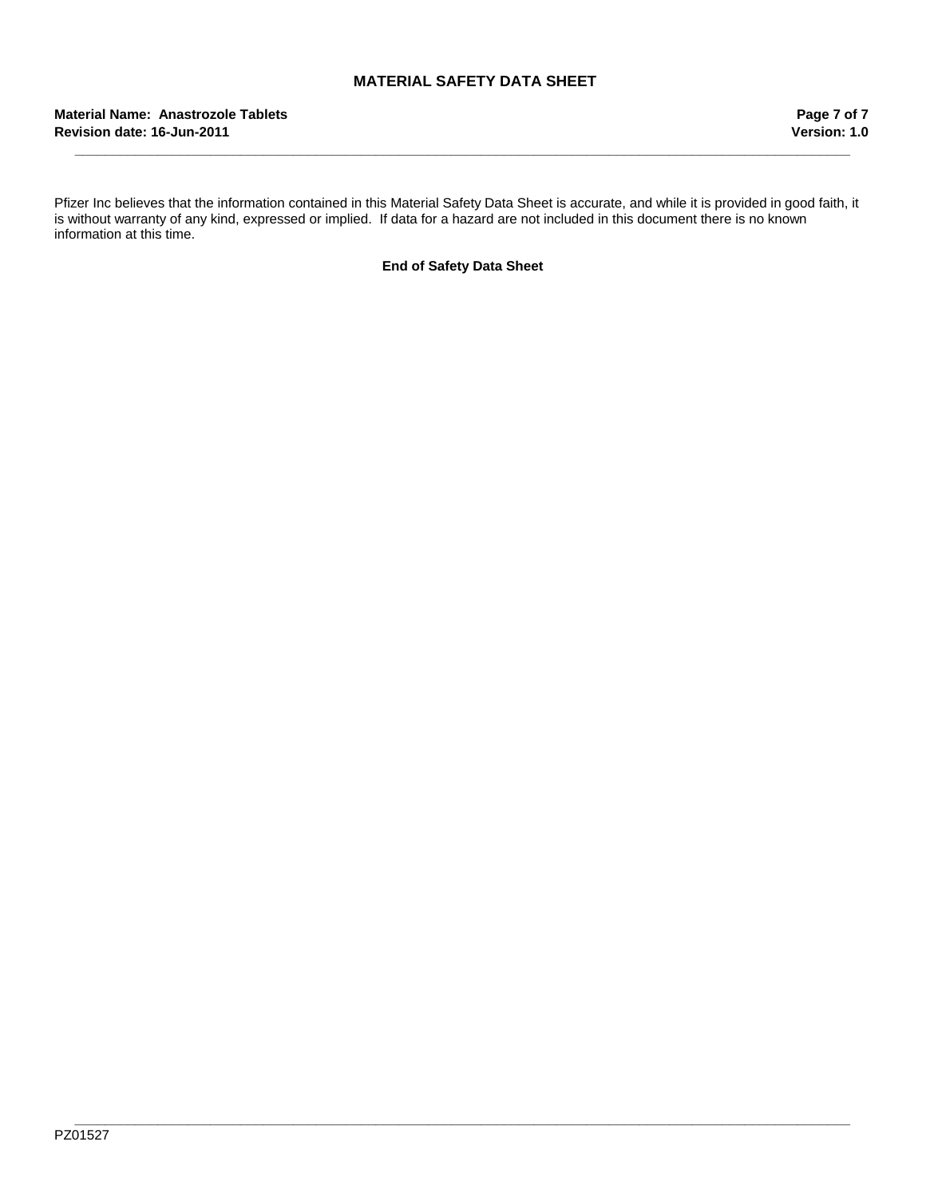Pfizer Inc believes that the information contained in this Material Safety Data Sheet is accurate, and while it is provided in good faith, it is without warranty of any kind, expressed or implied. If data for a hazard are not included in this document there is no known information at this time.

**End of Safety Data Sheet**